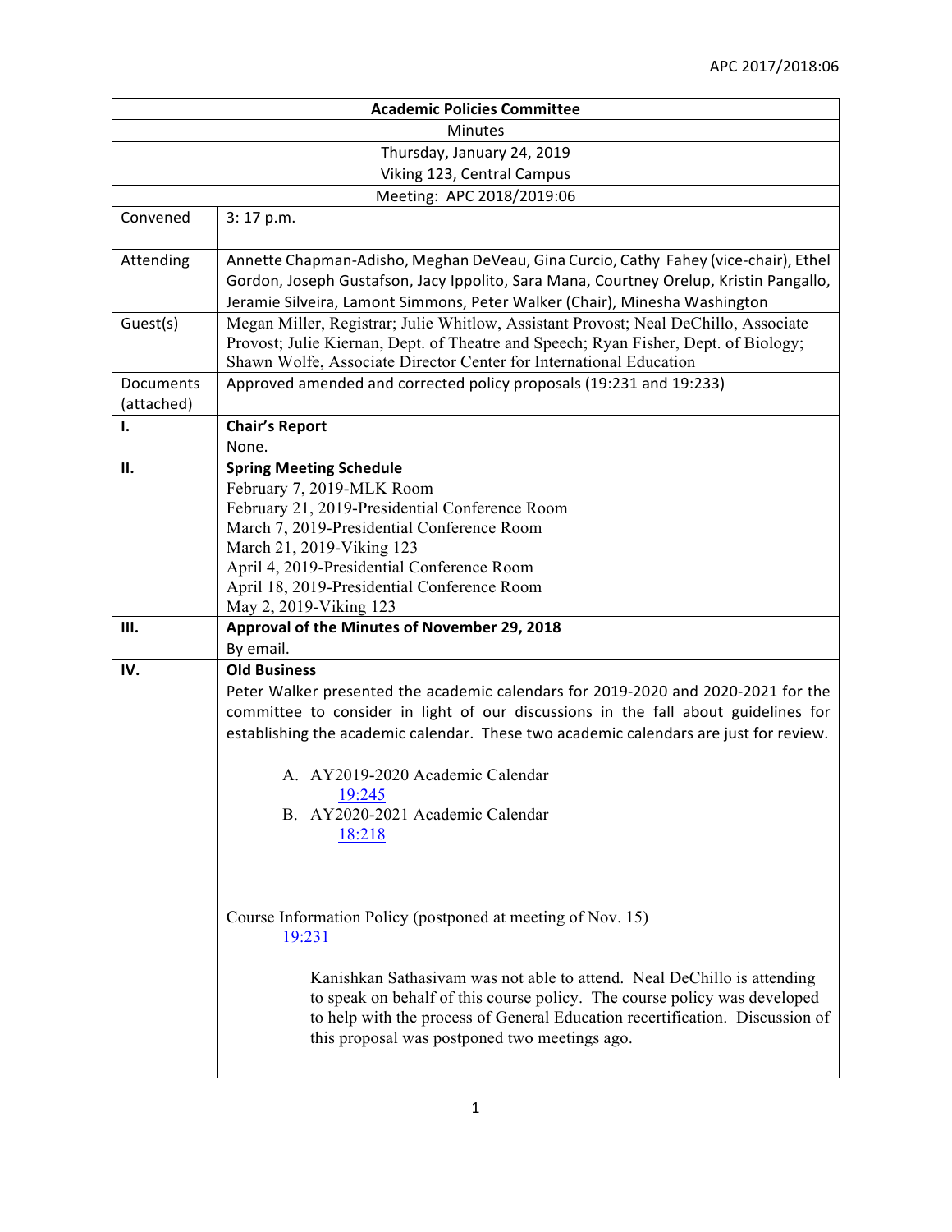| Academic Policies Committee | |
|---|---|
| Minutes | |
| Thursday, January 24, 2019 | |
| Viking 123, Central Campus | |
| Meeting: APC 2018/2019:06 | |
| Convened | 3: 17 p.m. |
| Attending | Annette Chapman-Adisho, Meghan DeVeau, Gina Curcio, Cathy Fahey (vice-chair), Ethel Gordon, Joseph Gustafson, Jacy Ippolito, Sara Mana, Courtney Orelup, Kristin Pangallo, Jeramie Silveira, Lamont Simmons, Peter Walker (Chair), Minesha Washington |
| Guest(s) | Megan Miller, Registrar; Julie Whitlow, Assistant Provost; Neal DeChillo, Associate Provost; Julie Kiernan, Dept. of Theatre and Speech; Ryan Fisher, Dept. of Biology; Shawn Wolfe, Associate Director Center for International Education |
| Documents (attached) | Approved amended and corrected policy proposals (19:231 and 19:233) |
| I. | **Chair's Report**<br>None. |
| II. | **Spring Meeting Schedule**<br>February 7, 2019-MLK Room<br>February 21, 2019-Presidential Conference Room<br>March 7, 2019-Presidential Conference Room<br>March 21, 2019-Viking 123<br>April 4, 2019-Presidential Conference Room<br>April 18, 2019-Presidential Conference Room<br>May 2, 2019-Viking 123 |
| III. | **Approval of the Minutes of November 29, 2018**<br>By email. |
| IV. | **Old Business**<br>Peter Walker presented the academic calendars for 2019-2020 and 2020-2021 for the committee to consider in light of our discussions in the fall about guidelines for establishing the academic calendar. These two academic calendars are just for review.<br><br>A. AY2019-2020 Academic Calendar<br>19:245<br>B. AY2020-2021 Academic Calendar<br>18:218<br><br>Course Information Policy (postponed at meeting of Nov. 15)<br>19:231<br><br>Kanishkan Sathasivam was not able to attend. Neal DeChillo is attending to speak on behalf of this course policy. The course policy was developed to help with the process of General Education recertification. Discussion of this proposal was postponed two meetings ago. |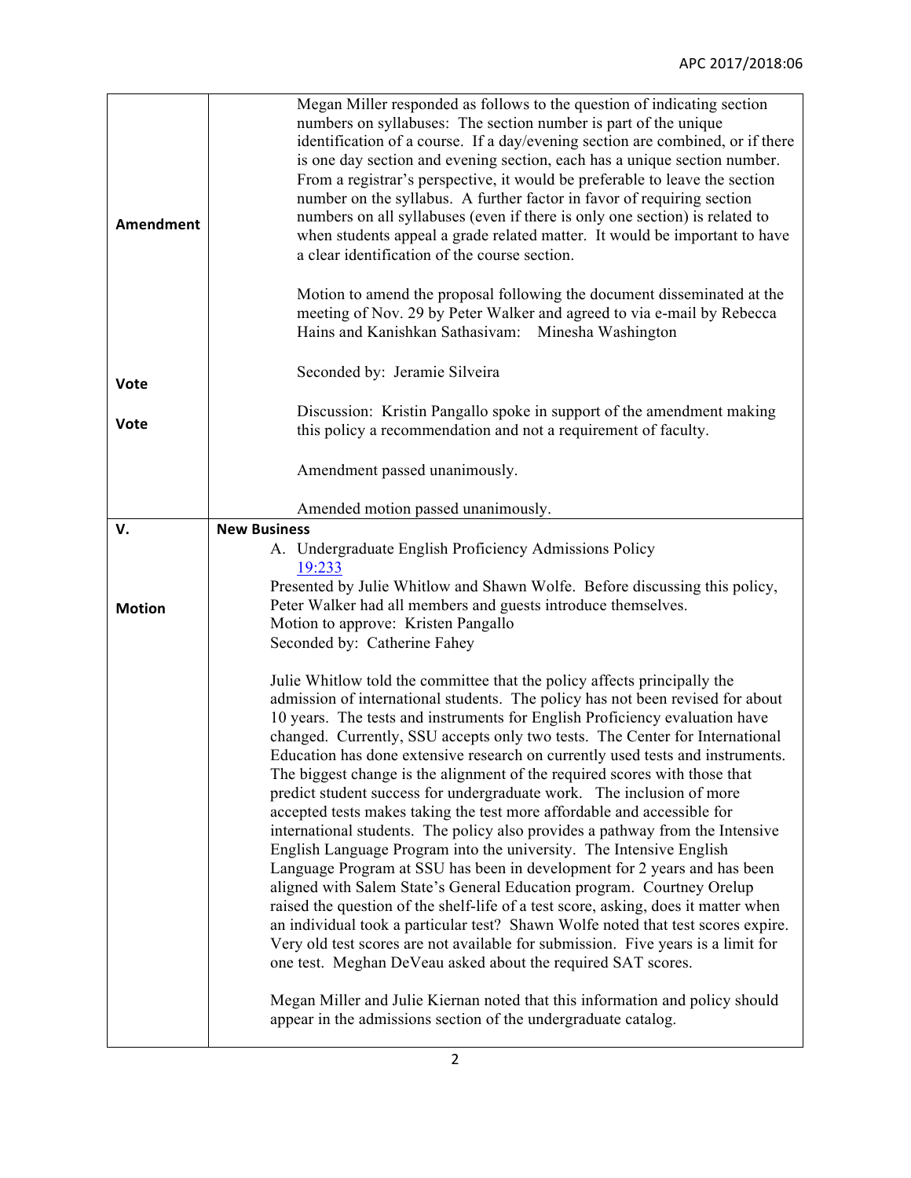| | |
|---|---|
| **Amendment** | Megan Miller responded as follows to the question of indicating section numbers on syllabuses: The section number is part of the unique identification of a course. If a day/evening section are combined, or if there is one day section and evening section, each has a unique section number. From a registrar's perspective, it would be preferable to leave the section number on the syllabus. A further factor in favor of requiring section numbers on all syllabuses (even if there is only one section) is related to when students appeal a grade related matter. It would be important to have a clear identification of the course section.<br><br>Motion to amend the proposal following the document disseminated at the meeting of Nov. 29 by Peter Walker and agreed to via e-mail by Rebecca Hains and Kanishkan Sathasivam: Minesha Washington<br><br>Seconded by: Jeramie Silveira<br><br>Discussion: Kristin Pangallo spoke in support of the amendment making this policy a recommendation and not a requirement of faculty. |
| **Vote** | Amendment passed unanimously. |
| **Vote** | Amended motion passed unanimously. |
| **V.** | **New Business** |
| **Motion** | A. Undergraduate English Proficiency Admissions Policy<br>19:233<br>Presented by Julie Whitlow and Shawn Wolfe. Before discussing this policy, Peter Walker had all members and guests introduce themselves.<br>Motion to approve: Kristen Pangallo<br>Seconded by: Catherine Fahey<br><br>Julie Whitlow told the committee that the policy affects principally the admission of international students. The policy has not been revised for about 10 years. The tests and instruments for English Proficiency evaluation have changed. Currently, SSU accepts only two tests. The Center for International Education has done extensive research on currently used tests and instruments. The biggest change is the alignment of the required scores with those that predict student success for undergraduate work. The inclusion of more accepted tests makes taking the test more affordable and accessible for international students. The policy also provides a pathway from the Intensive English Language Program into the university. The Intensive English Language Program at SSU has been in development for 2 years and has been aligned with Salem State's General Education program. Courtney Orelup raised the question of the shelf-life of a test score, asking, does it matter when an individual took a particular test? Shawn Wolfe noted that test scores expire. Very old test scores are not available for submission. Five years is a limit for one test. Meghan DeVeau asked about the required SAT scores.<br><br>Megan Miller and Julie Kiernan noted that this information and policy should appear in the admissions section of the undergraduate catalog. |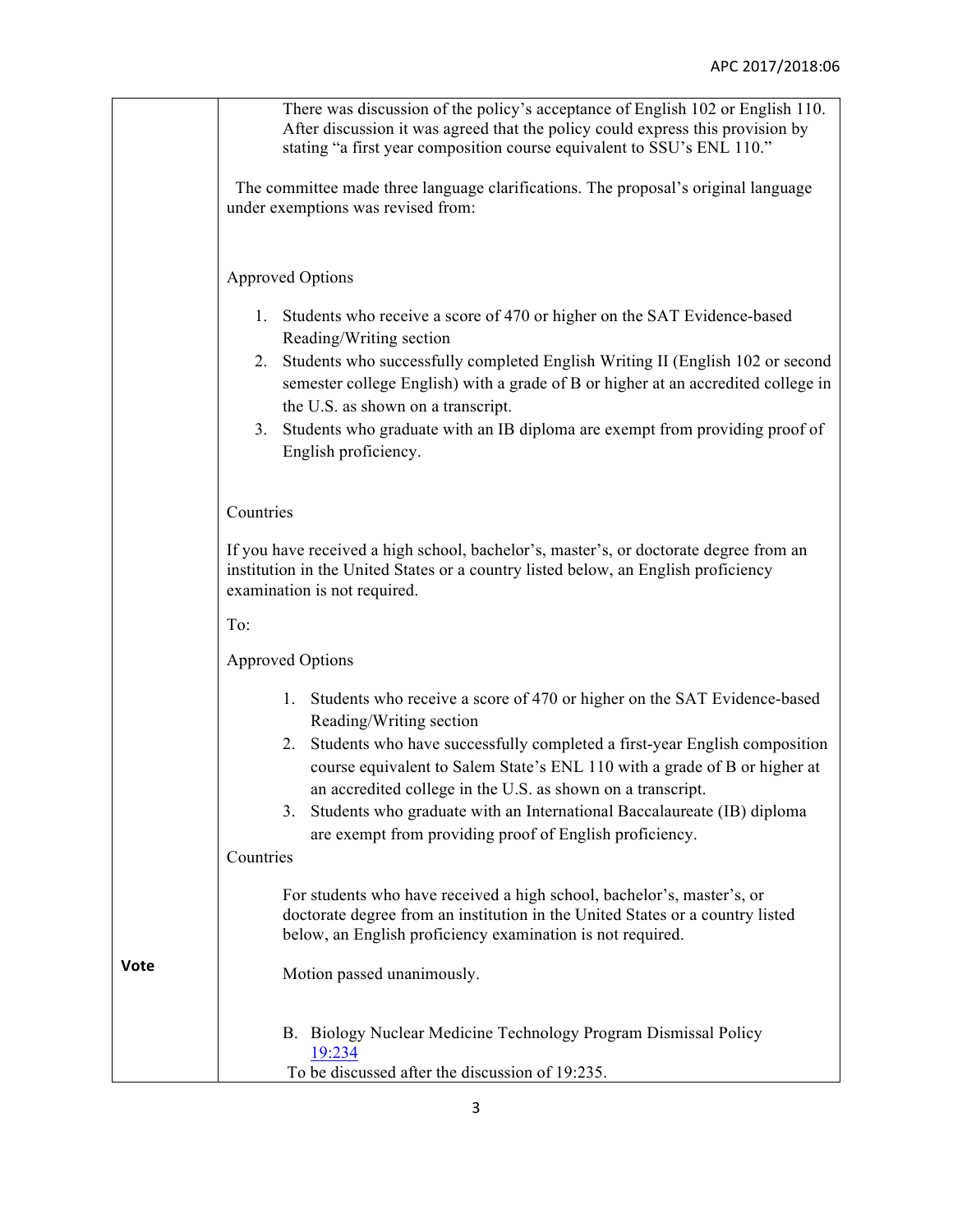| | |
|---|---|
| | There was discussion of the policy's acceptance of English 102 or English 110. After discussion it was agreed that the policy could express this provision by stating "a first year composition course equivalent to SSU's ENL 110."<br><br>The committee made three language clarifications. The proposal's original language under exemptions was revised from:<br><br>Approved Options<br><br>1. Students who receive a score of 470 or higher on the SAT Evidence-based Reading/Writing section<br>2. Students who successfully completed English Writing II (English 102 or second semester college English) with a grade of B or higher at an accredited college in the U.S. as shown on a transcript.<br>3. Students who graduate with an IB diploma are exempt from providing proof of English proficiency.<br><br>Countries<br><br>If you have received a high school, bachelor's, master's, or doctorate degree from an institution in the United States or a country listed below, an English proficiency examination is not required.<br><br>To:<br><br>Approved Options<br><br>1. Students who receive a score of 470 or higher on the SAT Evidence-based Reading/Writing section<br>2. Students who have successfully completed a first-year English composition course equivalent to Salem State's ENL 110 with a grade of B or higher at an accredited college in the U.S. as shown on a transcript.<br>3. Students who graduate with an International Baccalaureate (IB) diploma are exempt from providing proof of English proficiency.<br><br>Countries<br><br>For students who have received a high school, bachelor's, master's, or doctorate degree from an institution in the United States or a country listed below, an English proficiency examination is not required. |
| **Vote** | Motion passed unanimously.<br><br>B. Biology Nuclear Medicine Technology Program Dismissal Policy 19:234<br>To be discussed after the discussion of 19:235. |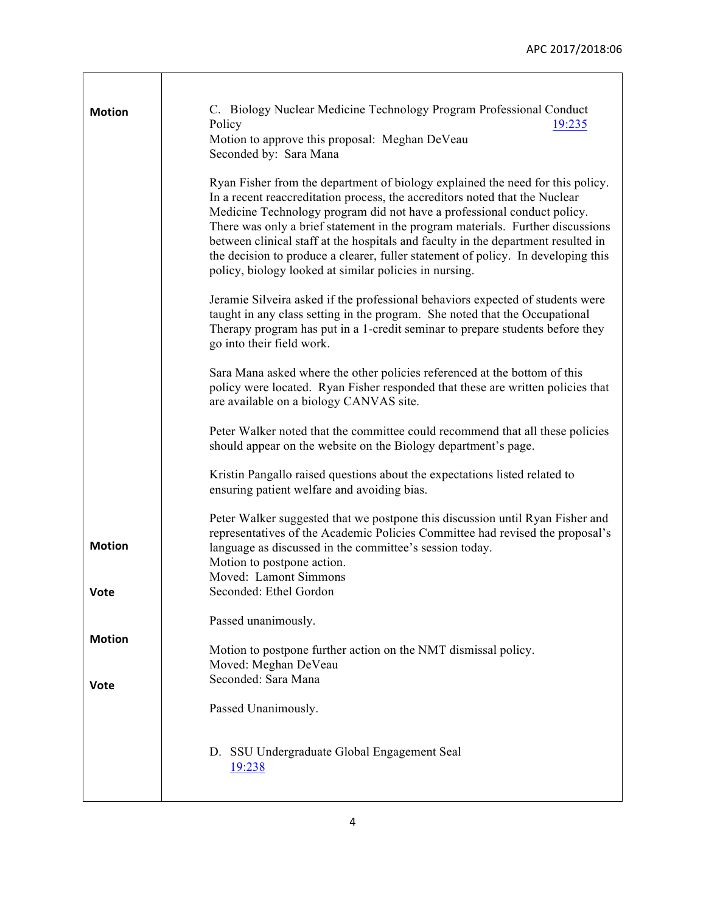| | |
|---|---|
| **Motion** | C. Biology Nuclear Medicine Technology Program Professional Conduct Policy 19:235<br>Motion to approve this proposal: Meghan DeVeau<br>Seconded by: Sara Mana |
| | Ryan Fisher from the department of biology explained the need for this policy. In a recent reaccreditation process, the accreditors noted that the Nuclear Medicine Technology program did not have a professional conduct policy. There was only a brief statement in the program materials. Further discussions between clinical staff at the hospitals and faculty in the department resulted in the decision to produce a clearer, fuller statement of policy. In developing this policy, biology looked at similar policies in nursing. |
| | Jeramie Silveira asked if the professional behaviors expected of students were taught in any class setting in the program. She noted that the Occupational Therapy program has put in a 1-credit seminar to prepare students before they go into their field work. |
| | Sara Mana asked where the other policies referenced at the bottom of this policy were located. Ryan Fisher responded that these are written policies that are available on a biology CANVAS site. |
| | Peter Walker noted that the committee could recommend that all these policies should appear on the website on the Biology department's page. |
| | Kristin Pangallo raised questions about the expectations listed related to ensuring patient welfare and avoiding bias. |
| | Peter Walker suggested that we postpone this discussion until Ryan Fisher and representatives of the Academic Policies Committee had revised the proposal's language as discussed in the committee's session today. |
| **Motion** | Motion to postpone action.<br>Moved: Lamont Simmons<br>Seconded: Ethel Gordon |
| **Vote** | Passed unanimously. |
| **Motion** | Motion to postpone further action on the NMT dismissal policy.<br>Moved: Meghan DeVeau<br>Seconded: Sara Mana |
| **Vote** | Passed Unanimously. |
| | D. SSU Undergraduate Global Engagement Seal<br>19:238 |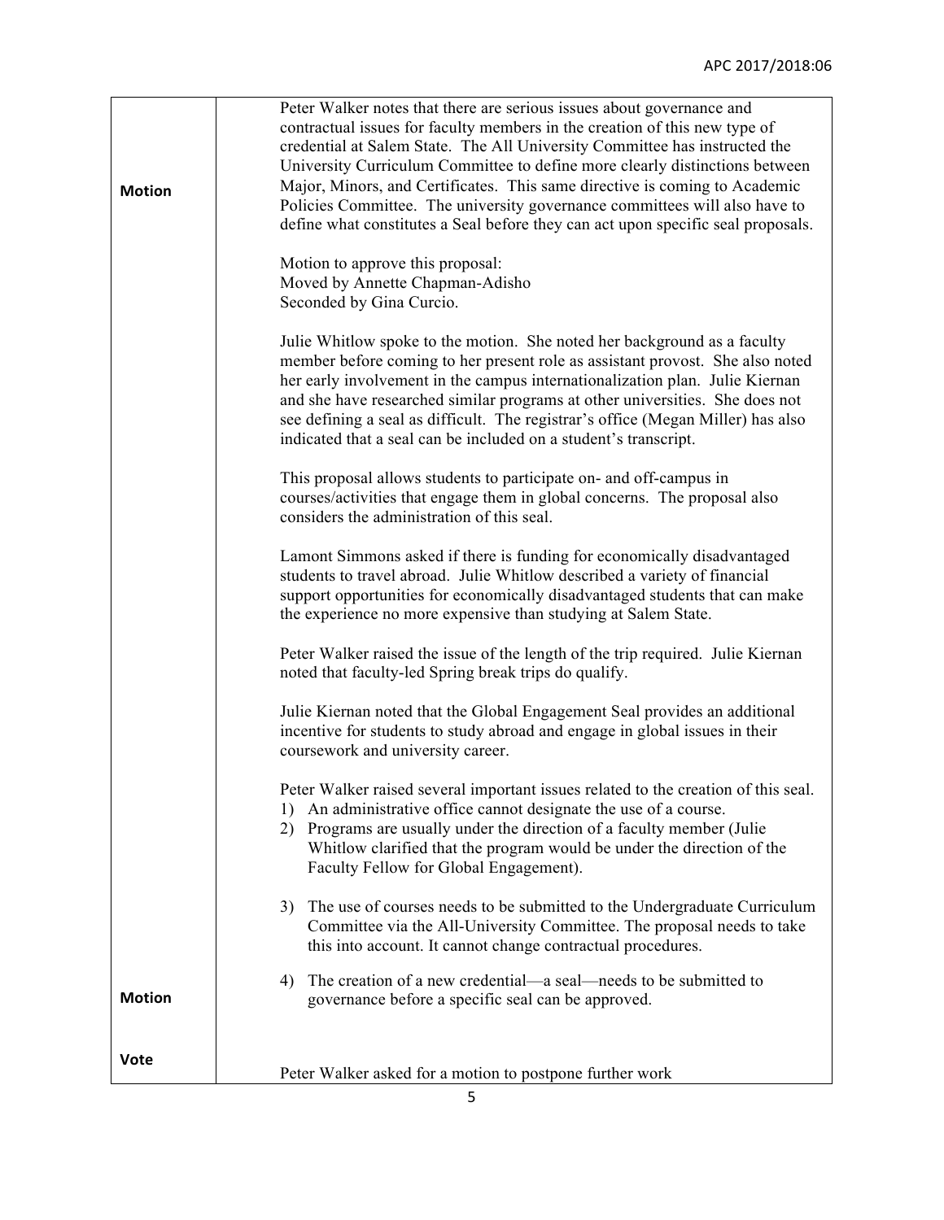| | |
|---|---|
| **Motion** | Peter Walker notes that there are serious issues about governance and contractual issues for faculty members in the creation of this new type of credential at Salem State. The All University Committee has instructed the University Curriculum Committee to define more clearly distinctions between Major, Minors, and Certificates. This same directive is coming to Academic Policies Committee. The university governance committees will also have to define what constitutes a Seal before they can act upon specific seal proposals.<br><br>Motion to approve this proposal:<br>Moved by Annette Chapman-Adisho<br>Seconded by Gina Curcio.<br><br>Julie Whitlow spoke to the motion. She noted her background as a faculty member before coming to her present role as assistant provost. She also noted her early involvement in the campus internationalization plan. Julie Kiernan and she have researched similar programs at other universities. She does not see defining a seal as difficult. The registrar's office (Megan Miller) has also indicated that a seal can be included on a student's transcript.<br><br>This proposal allows students to participate on- and off-campus in courses/activities that engage them in global concerns. The proposal also considers the administration of this seal.<br><br>Lamont Simmons asked if there is funding for economically disadvantaged students to travel abroad. Julie Whitlow described a variety of financial support opportunities for economically disadvantaged students that can make the experience no more expensive than studying at Salem State.<br><br>Peter Walker raised the issue of the length of the trip required. Julie Kiernan noted that faculty-led Spring break trips do qualify.<br><br>Julie Kiernan noted that the Global Engagement Seal provides an additional incentive for students to study abroad and engage in global issues in their coursework and university career.<br><br>Peter Walker raised several important issues related to the creation of this seal.<br>1) An administrative office cannot designate the use of a course.<br>2) Programs are usually under the direction of a faculty member (Julie Whitlow clarified that the program would be under the direction of the Faculty Fellow for Global Engagement).<br><br>3) The use of courses needs to be submitted to the Undergraduate Curriculum Committee via the All-University Committee. The proposal needs to take this into account. It cannot change contractual procedures. |
| **Motion** | 4) The creation of a new credential—a seal—needs to be submitted to governance before a specific seal can be approved. |
| **Vote** | Peter Walker asked for a motion to postpone further work |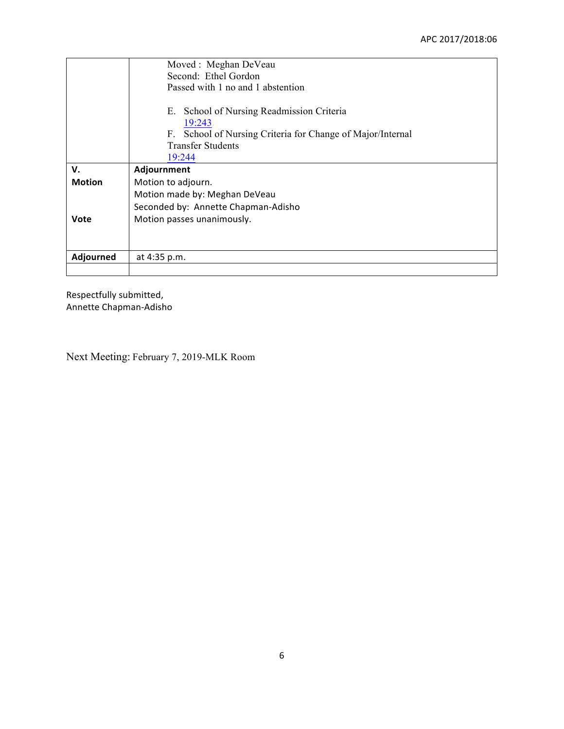| | |
|---|---|
| | Moved : Meghan DeVeau<br>Second: Ethel Gordon<br>Passed with 1 no and 1 abstention<br><br>E. School of Nursing Readmission Criteria<br>19:243<br>F. School of Nursing Criteria for Change of Major/Internal Transfer Students<br>19:244 |
| **V.**<br>**Motion**<br><br><br>**Vote** | **Adjournment**<br>Motion to adjourn.<br>Motion made by: Meghan DeVeau<br>Seconded by: Annette Chapman-Adisho<br>Motion passes unanimously. |
| **Adjourned** | at 4:35 p.m. |
| | |

Respectfully submitted,
Annette Chapman-Adisho

Next Meeting: February 7, 2019-MLK Room